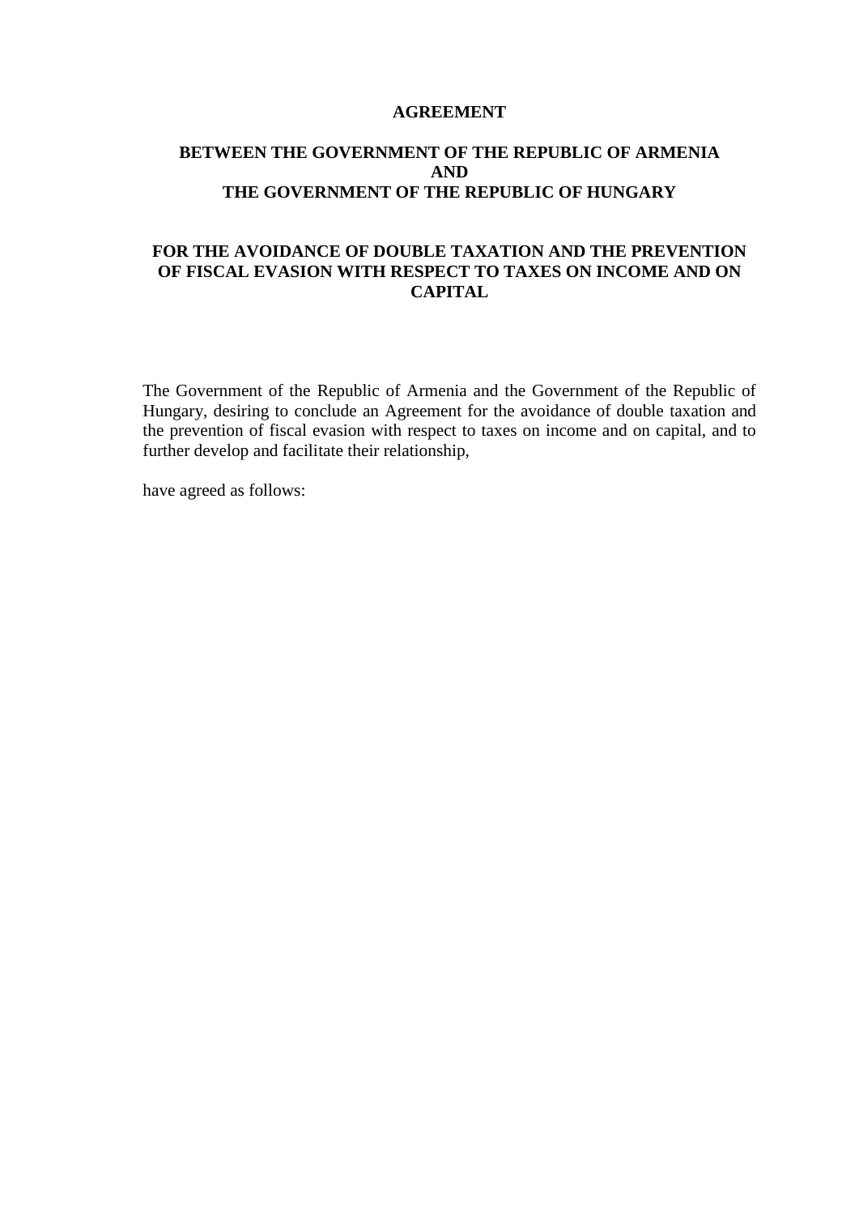# AGREEMENT

## BETWEEN THE GOVERNMENT OF THE REPUBLIC OF ARMENIA AND THE GOVERNMENT OF THE REPUBLIC OF HUNGARY

## FOR THE AVOIDANCE OF DOUBLE TAXATION AND THE PREVENTION OF FISCAL EVASION WITH RESPECT TO TAXES ON INCOME AND ON CAPITAL

The Government of the Republic of Armenia and the Government of the Republic of Hungary, desiring to conclude an Agreement for the avoidance of double taxation and the prevention of fiscal evasion with respect to taxes on income and on capital, and to further develop and facilitate their relationship,

have agreed as follows: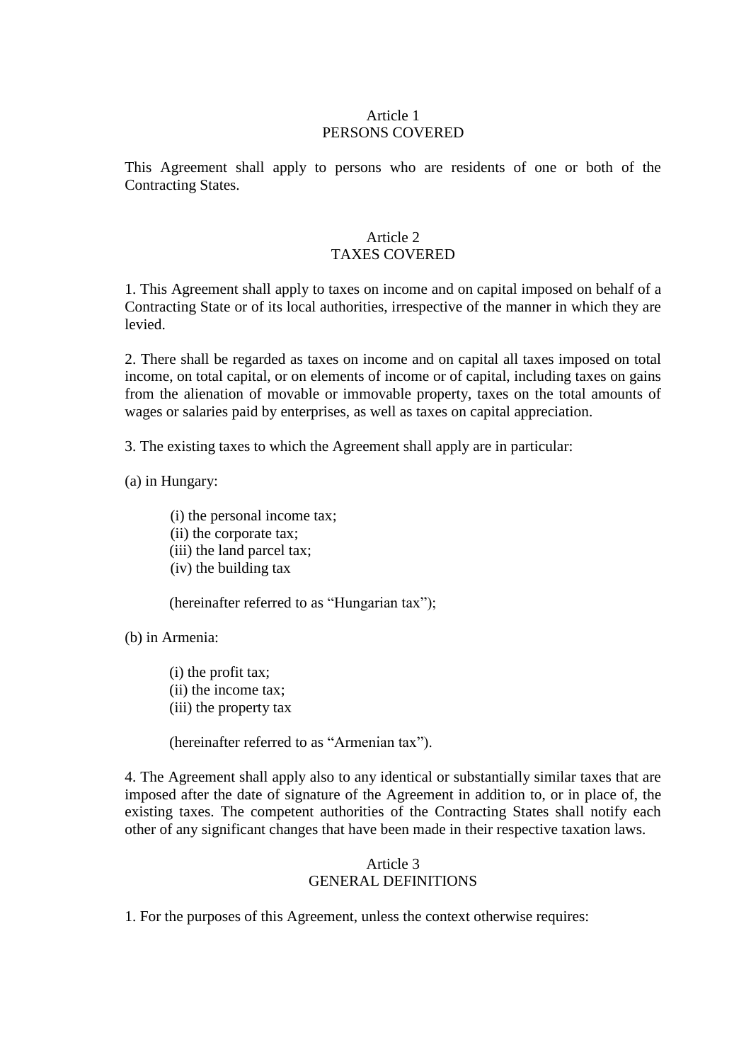## Article 1
## PERSONS COVERED

This Agreement shall apply to persons who are residents of one or both of the Contracting States.

## Article 2
## TAXES COVERED

1. This Agreement shall apply to taxes on income and on capital imposed on behalf of a Contracting State or of its local authorities, irrespective of the manner in which they are levied.

2. There shall be regarded as taxes on income and on capital all taxes imposed on total income, on total capital, or on elements of income or of capital, including taxes on gains from the alienation of movable or immovable property, taxes on the total amounts of wages or salaries paid by enterprises, as well as taxes on capital appreciation.

3. The existing taxes to which the Agreement shall apply are in particular:

(a) in Hungary:

> (i) the personal income tax;
> (ii) the corporate tax;
> (iii) the land parcel tax;
> (iv) the building tax
>
> (hereinafter referred to as "Hungarian tax");

(b) in Armenia:

> (i) the profit tax;
> (ii) the income tax;
> (iii) the property tax
>
> (hereinafter referred to as "Armenian tax").

4. The Agreement shall apply also to any identical or substantially similar taxes that are imposed after the date of signature of the Agreement in addition to, or in place of, the existing taxes. The competent authorities of the Contracting States shall notify each other of any significant changes that have been made in their respective taxation laws.

## Article 3
## GENERAL DEFINITIONS

1. For the purposes of this Agreement, unless the context otherwise requires: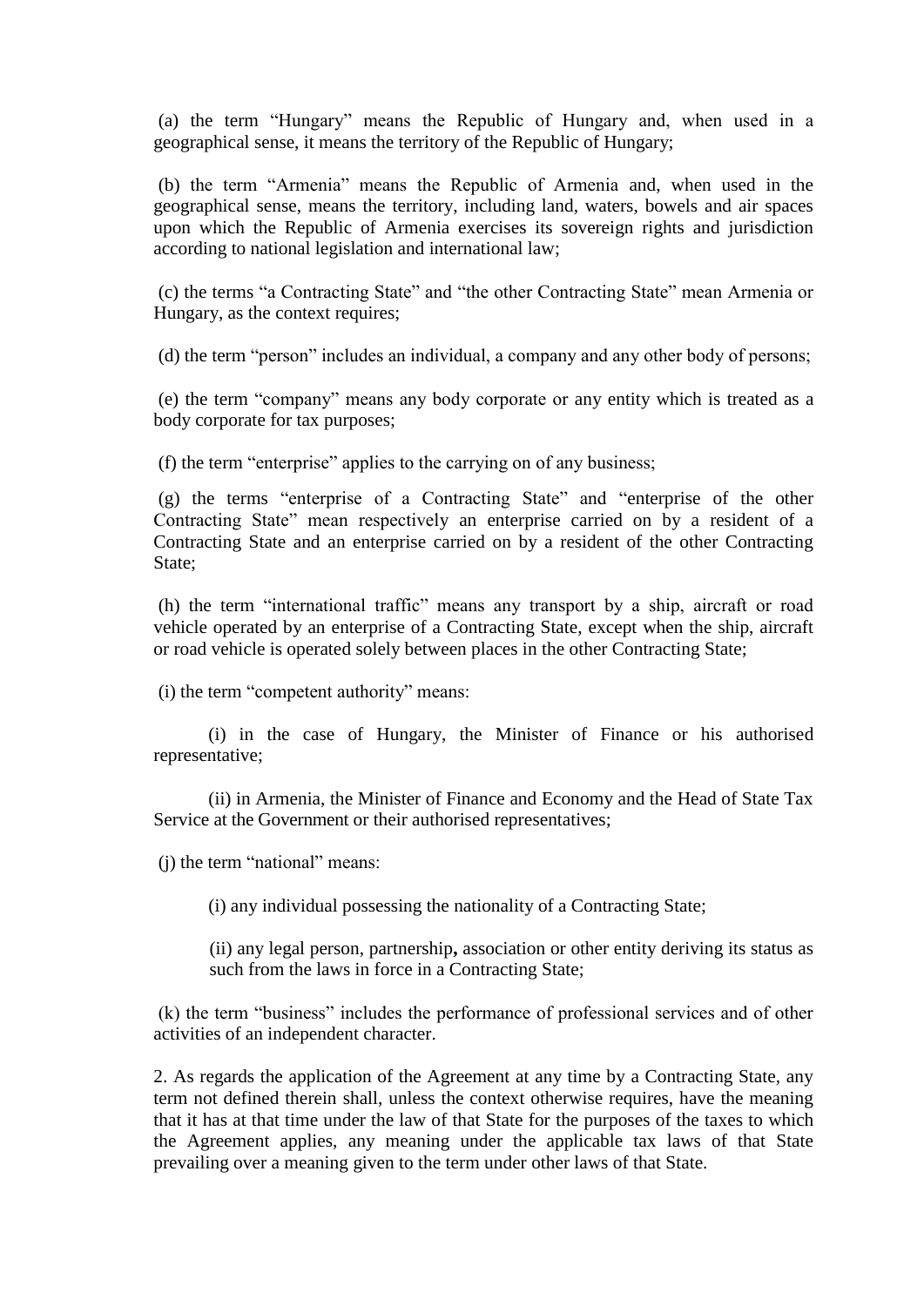(a) the term “Hungary” means the Republic of Hungary and, when used in a geographical sense, it means the territory of the Republic of Hungary;

(b) the term “Armenia” means the Republic of Armenia and, when used in the geographical sense, means the territory, including land, waters, bowels and air spaces upon which the Republic of Armenia exercises its sovereign rights and jurisdiction according to national legislation and international law;

(c) the terms “a Contracting State” and “the other Contracting State” mean Armenia or Hungary, as the context requires;

(d) the term “person” includes an individual, a company and any other body of persons;

(e) the term “company” means any body corporate or any entity which is treated as a body corporate for tax purposes;

(f) the term “enterprise” applies to the carrying on of any business;

(g) the terms “enterprise of a Contracting State” and “enterprise of the other Contracting State” mean respectively an enterprise carried on by a resident of a Contracting State and an enterprise carried on by a resident of the other Contracting State;

(h) the term “international traffic” means any transport by a ship, aircraft or road vehicle operated by an enterprise of a Contracting State, except when the ship, aircraft or road vehicle is operated solely between places in the other Contracting State;

(i) the term “competent authority” means:

(i) in the case of Hungary, the Minister of Finance or his authorised representative;

(ii) in Armenia, the Minister of Finance and Economy and the Head of State Tax Service at the Government or their authorised representatives;

(j) the term “national” means:

(i) any individual possessing the nationality of a Contracting State;

(ii) any legal person, partnership**,** association or other entity deriving its status as such from the laws in force in a Contracting State;

(k) the term “business” includes the performance of professional services and of other activities of an independent character.

2. As regards the application of the Agreement at any time by a Contracting State, any term not defined therein shall, unless the context otherwise requires, have the meaning that it has at that time under the law of that State for the purposes of the taxes to which the Agreement applies, any meaning under the applicable tax laws of that State prevailing over a meaning given to the term under other laws of that State.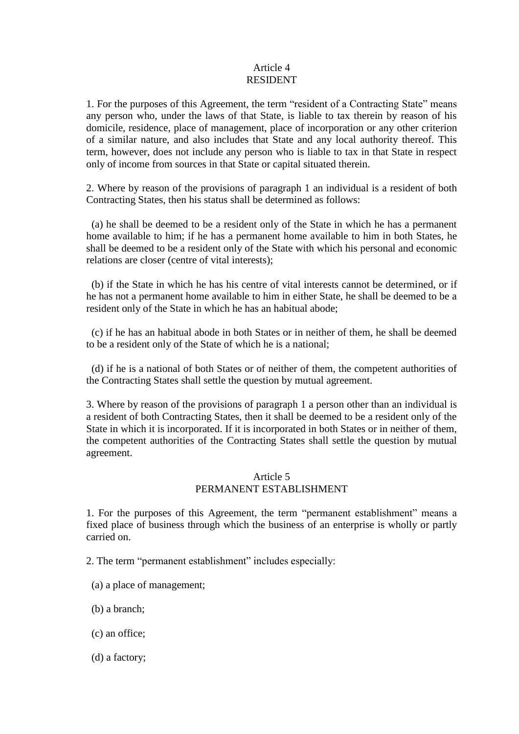## Article 4
## RESIDENT

1. For the purposes of this Agreement, the term "resident of a Contracting State" means any person who, under the laws of that State, is liable to tax therein by reason of his domicile, residence, place of management, place of incorporation or any other criterion of a similar nature, and also includes that State and any local authority thereof. This term, however, does not include any person who is liable to tax in that State in respect only of income from sources in that State or capital situated therein.

2. Where by reason of the provisions of paragraph 1 an individual is a resident of both Contracting States, then his status shall be determined as follows:

(a) he shall be deemed to be a resident only of the State in which he has a permanent home available to him; if he has a permanent home available to him in both States, he shall be deemed to be a resident only of the State with which his personal and economic relations are closer (centre of vital interests);

(b) if the State in which he has his centre of vital interests cannot be determined, or if he has not a permanent home available to him in either State, he shall be deemed to be a resident only of the State in which he has an habitual abode;

(c) if he has an habitual abode in both States or in neither of them, he shall be deemed to be a resident only of the State of which he is a national;

(d) if he is a national of both States or of neither of them, the competent authorities of the Contracting States shall settle the question by mutual agreement.

3. Where by reason of the provisions of paragraph 1 a person other than an individual is a resident of both Contracting States, then it shall be deemed to be a resident only of the State in which it is incorporated. If it is incorporated in both States or in neither of them, the competent authorities of the Contracting States shall settle the question by mutual agreement.

## Article 5
## PERMANENT ESTABLISHMENT

1. For the purposes of this Agreement, the term "permanent establishment" means a fixed place of business through which the business of an enterprise is wholly or partly carried on.

2. The term "permanent establishment" includes especially:

(a) a place of management;

(b) a branch;

(c) an office;

(d) a factory;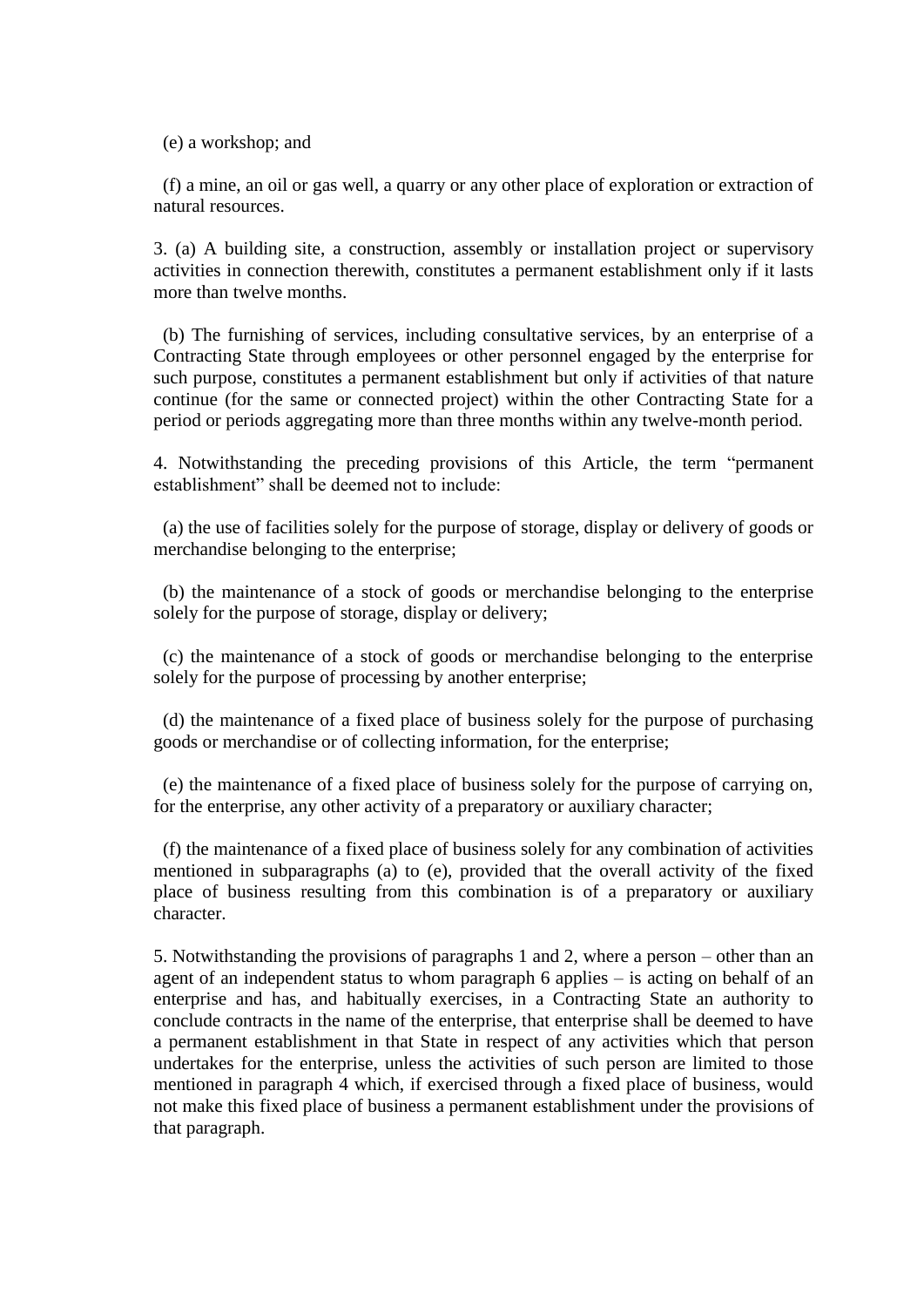(e) a workshop; and

(f) a mine, an oil or gas well, a quarry or any other place of exploration or extraction of natural resources.

3. (a) A building site, a construction, assembly or installation project or supervisory activities in connection therewith, constitutes a permanent establishment only if it lasts more than twelve months.

(b) The furnishing of services, including consultative services, by an enterprise of a Contracting State through employees or other personnel engaged by the enterprise for such purpose, constitutes a permanent establishment but only if activities of that nature continue (for the same or connected project) within the other Contracting State for a period or periods aggregating more than three months within any twelve-month period.

4. Notwithstanding the preceding provisions of this Article, the term "permanent establishment" shall be deemed not to include:

(a) the use of facilities solely for the purpose of storage, display or delivery of goods or merchandise belonging to the enterprise;

(b) the maintenance of a stock of goods or merchandise belonging to the enterprise solely for the purpose of storage, display or delivery;

(c) the maintenance of a stock of goods or merchandise belonging to the enterprise solely for the purpose of processing by another enterprise;

(d) the maintenance of a fixed place of business solely for the purpose of purchasing goods or merchandise or of collecting information, for the enterprise;

(e) the maintenance of a fixed place of business solely for the purpose of carrying on, for the enterprise, any other activity of a preparatory or auxiliary character;

(f) the maintenance of a fixed place of business solely for any combination of activities mentioned in subparagraphs (a) to (e), provided that the overall activity of the fixed place of business resulting from this combination is of a preparatory or auxiliary character.

5. Notwithstanding the provisions of paragraphs 1 and 2, where a person – other than an agent of an independent status to whom paragraph 6 applies – is acting on behalf of an enterprise and has, and habitually exercises, in a Contracting State an authority to conclude contracts in the name of the enterprise, that enterprise shall be deemed to have a permanent establishment in that State in respect of any activities which that person undertakes for the enterprise, unless the activities of such person are limited to those mentioned in paragraph 4 which, if exercised through a fixed place of business, would not make this fixed place of business a permanent establishment under the provisions of that paragraph.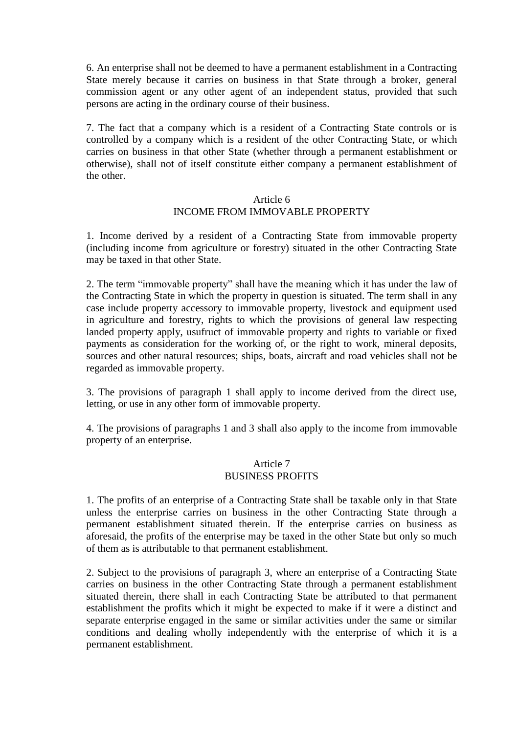6. An enterprise shall not be deemed to have a permanent establishment in a Contracting State merely because it carries on business in that State through a broker, general commission agent or any other agent of an independent status, provided that such persons are acting in the ordinary course of their business.

7. The fact that a company which is a resident of a Contracting State controls or is controlled by a company which is a resident of the other Contracting State, or which carries on business in that other State (whether through a permanent establishment or otherwise), shall not of itself constitute either company a permanent establishment of the other.

## Article 6
## INCOME FROM IMMOVABLE PROPERTY

1. Income derived by a resident of a Contracting State from immovable property (including income from agriculture or forestry) situated in the other Contracting State may be taxed in that other State.

2. The term "immovable property" shall have the meaning which it has under the law of the Contracting State in which the property in question is situated. The term shall in any case include property accessory to immovable property, livestock and equipment used in agriculture and forestry, rights to which the provisions of general law respecting landed property apply, usufruct of immovable property and rights to variable or fixed payments as consideration for the working of, or the right to work, mineral deposits, sources and other natural resources; ships, boats, aircraft and road vehicles shall not be regarded as immovable property.

3. The provisions of paragraph 1 shall apply to income derived from the direct use, letting, or use in any other form of immovable property.

4. The provisions of paragraphs 1 and 3 shall also apply to the income from immovable property of an enterprise.

## Article 7
## BUSINESS PROFITS

1. The profits of an enterprise of a Contracting State shall be taxable only in that State unless the enterprise carries on business in the other Contracting State through a permanent establishment situated therein. If the enterprise carries on business as aforesaid, the profits of the enterprise may be taxed in the other State but only so much of them as is attributable to that permanent establishment.

2. Subject to the provisions of paragraph 3, where an enterprise of a Contracting State carries on business in the other Contracting State through a permanent establishment situated therein, there shall in each Contracting State be attributed to that permanent establishment the profits which it might be expected to make if it were a distinct and separate enterprise engaged in the same or similar activities under the same or similar conditions and dealing wholly independently with the enterprise of which it is a permanent establishment.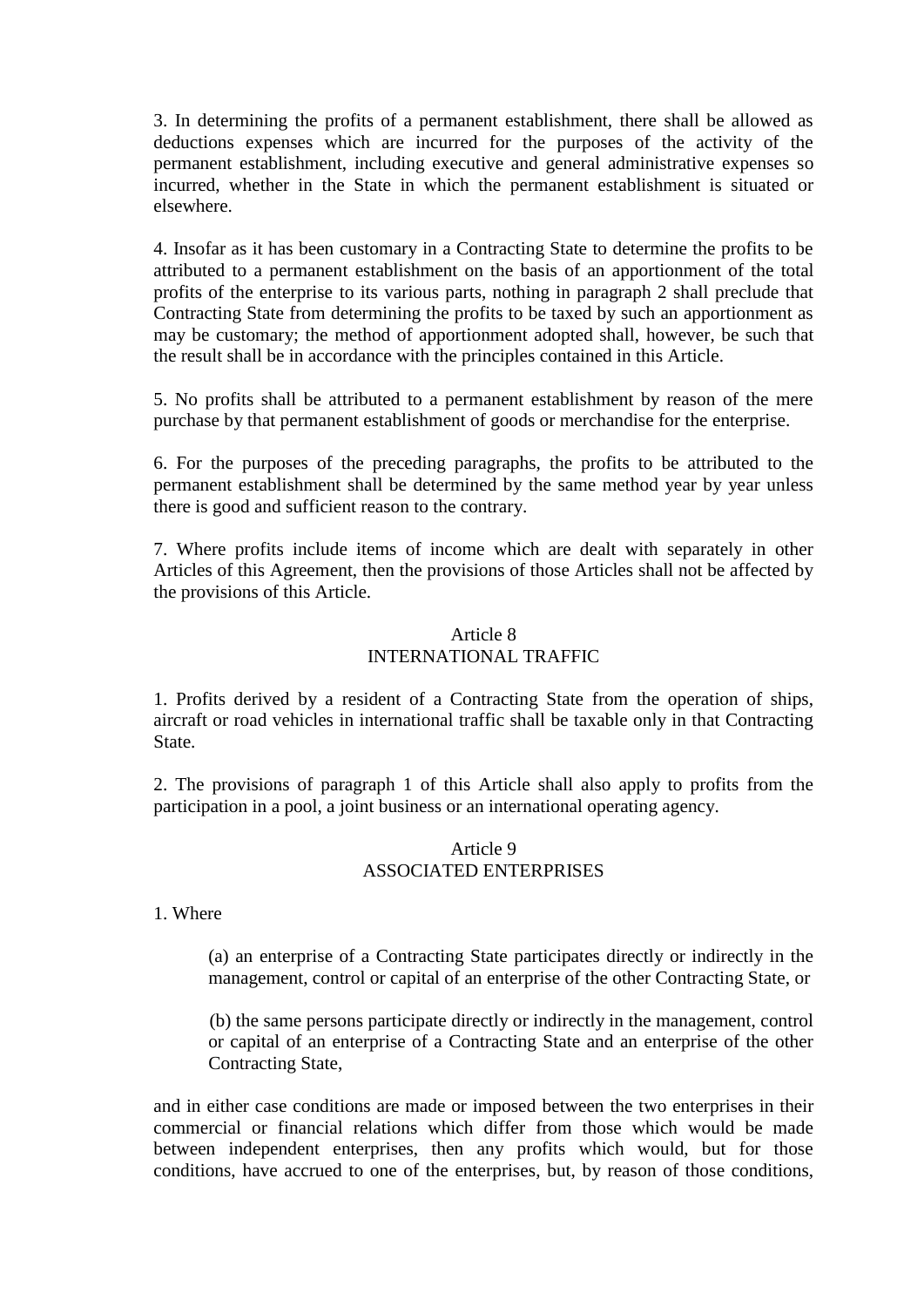3. In determining the profits of a permanent establishment, there shall be allowed as deductions expenses which are incurred for the purposes of the activity of the permanent establishment, including executive and general administrative expenses so incurred, whether in the State in which the permanent establishment is situated or elsewhere.

4. Insofar as it has been customary in a Contracting State to determine the profits to be attributed to a permanent establishment on the basis of an apportionment of the total profits of the enterprise to its various parts, nothing in paragraph 2 shall preclude that Contracting State from determining the profits to be taxed by such an apportionment as may be customary; the method of apportionment adopted shall, however, be such that the result shall be in accordance with the principles contained in this Article.

5. No profits shall be attributed to a permanent establishment by reason of the mere purchase by that permanent establishment of goods or merchandise for the enterprise.

6. For the purposes of the preceding paragraphs, the profits to be attributed to the permanent establishment shall be determined by the same method year by year unless there is good and sufficient reason to the contrary.

7. Where profits include items of income which are dealt with separately in other Articles of this Agreement, then the provisions of those Articles shall not be affected by the provisions of this Article.

## Article 8
## INTERNATIONAL TRAFFIC

1. Profits derived by a resident of a Contracting State from the operation of ships, aircraft or road vehicles in international traffic shall be taxable only in that Contracting State.

2. The provisions of paragraph 1 of this Article shall also apply to profits from the participation in a pool, a joint business or an international operating agency.

## Article 9
## ASSOCIATED ENTERPRISES

1. Where

(a) an enterprise of a Contracting State participates directly or indirectly in the management, control or capital of an enterprise of the other Contracting State, or

(b) the same persons participate directly or indirectly in the management, control or capital of an enterprise of a Contracting State and an enterprise of the other Contracting State,

and in either case conditions are made or imposed between the two enterprises in their commercial or financial relations which differ from those which would be made between independent enterprises, then any profits which would, but for those conditions, have accrued to one of the enterprises, but, by reason of those conditions,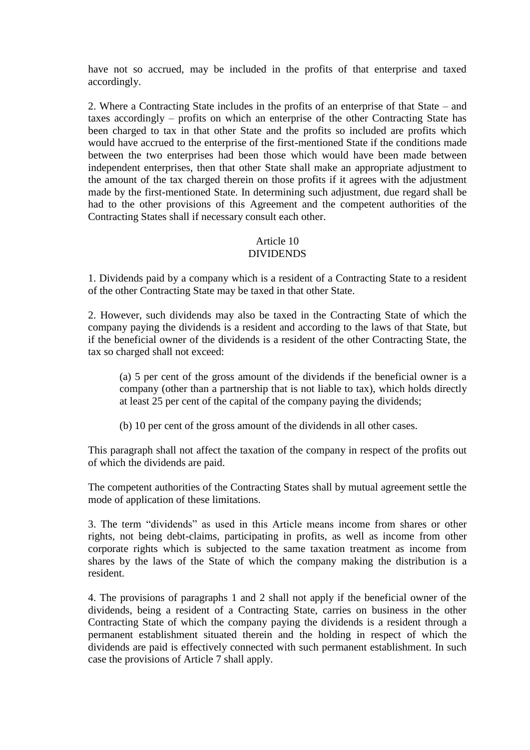have not so accrued, may be included in the profits of that enterprise and taxed accordingly.

2. Where a Contracting State includes in the profits of an enterprise of that State – and taxes accordingly – profits on which an enterprise of the other Contracting State has been charged to tax in that other State and the profits so included are profits which would have accrued to the enterprise of the first-mentioned State if the conditions made between the two enterprises had been those which would have been made between independent enterprises, then that other State shall make an appropriate adjustment to the amount of the tax charged therein on those profits if it agrees with the adjustment made by the first-mentioned State. In determining such adjustment, due regard shall be had to the other provisions of this Agreement and the competent authorities of the Contracting States shall if necessary consult each other.

## Article 10
## DIVIDENDS

1. Dividends paid by a company which is a resident of a Contracting State to a resident of the other Contracting State may be taxed in that other State.

2. However, such dividends may also be taxed in the Contracting State of which the company paying the dividends is a resident and according to the laws of that State, but if the beneficial owner of the dividends is a resident of the other Contracting State, the tax so charged shall not exceed:

(a) 5 per cent of the gross amount of the dividends if the beneficial owner is a company (other than a partnership that is not liable to tax), which holds directly at least 25 per cent of the capital of the company paying the dividends;

(b) 10 per cent of the gross amount of the dividends in all other cases.

This paragraph shall not affect the taxation of the company in respect of the profits out of which the dividends are paid.

The competent authorities of the Contracting States shall by mutual agreement settle the mode of application of these limitations.

3. The term “dividends” as used in this Article means income from shares or other rights, not being debt-claims, participating in profits, as well as income from other corporate rights which is subjected to the same taxation treatment as income from shares by the laws of the State of which the company making the distribution is a resident.

4. The provisions of paragraphs 1 and 2 shall not apply if the beneficial owner of the dividends, being a resident of a Contracting State, carries on business in the other Contracting State of which the company paying the dividends is a resident through a permanent establishment situated therein and the holding in respect of which the dividends are paid is effectively connected with such permanent establishment. In such case the provisions of Article 7 shall apply.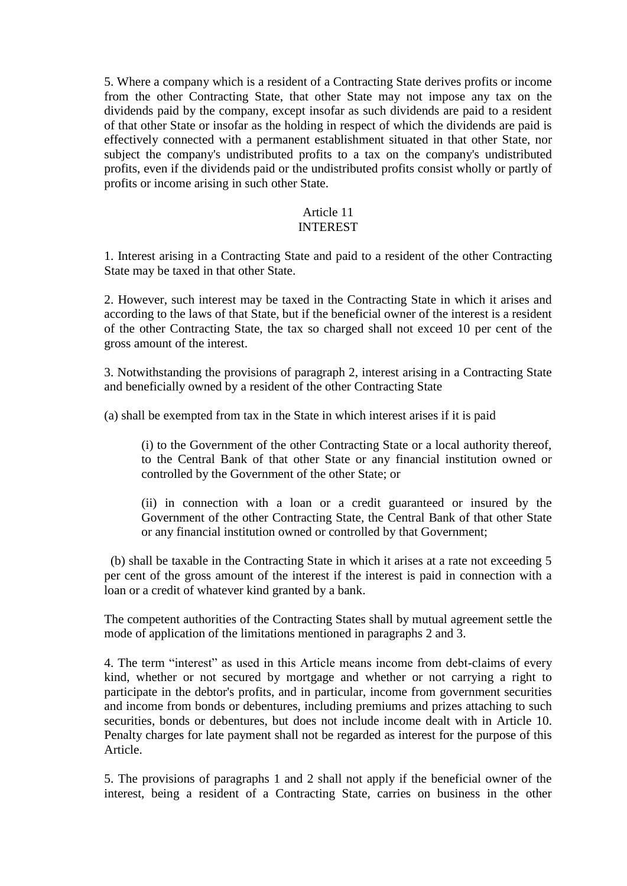5. Where a company which is a resident of a Contracting State derives profits or income from the other Contracting State, that other State may not impose any tax on the dividends paid by the company, except insofar as such dividends are paid to a resident of that other State or insofar as the holding in respect of which the dividends are paid is effectively connected with a permanent establishment situated in that other State, nor subject the company's undistributed profits to a tax on the company's undistributed profits, even if the dividends paid or the undistributed profits consist wholly or partly of profits or income arising in such other State.

## Article 11
## INTEREST

1. Interest arising in a Contracting State and paid to a resident of the other Contracting State may be taxed in that other State.

2. However, such interest may be taxed in the Contracting State in which it arises and according to the laws of that State, but if the beneficial owner of the interest is a resident of the other Contracting State, the tax so charged shall not exceed 10 per cent of the gross amount of the interest.

3. Notwithstanding the provisions of paragraph 2, interest arising in a Contracting State and beneficially owned by a resident of the other Contracting State

(a) shall be exempted from tax in the State in which interest arises if it is paid

> (i) to the Government of the other Contracting State or a local authority thereof, to the Central Bank of that other State or any financial institution owned or controlled by the Government of the other State; or
>
> (ii) in connection with a loan or a credit guaranteed or insured by the Government of the other Contracting State, the Central Bank of that other State or any financial institution owned or controlled by that Government;

(b) shall be taxable in the Contracting State in which it arises at a rate not exceeding 5 per cent of the gross amount of the interest if the interest is paid in connection with a loan or a credit of whatever kind granted by a bank.

The competent authorities of the Contracting States shall by mutual agreement settle the mode of application of the limitations mentioned in paragraphs 2 and 3.

4. The term "interest" as used in this Article means income from debt-claims of every kind, whether or not secured by mortgage and whether or not carrying a right to participate in the debtor's profits, and in particular, income from government securities and income from bonds or debentures, including premiums and prizes attaching to such securities, bonds or debentures, but does not include income dealt with in Article 10. Penalty charges for late payment shall not be regarded as interest for the purpose of this Article.

5. The provisions of paragraphs 1 and 2 shall not apply if the beneficial owner of the interest, being a resident of a Contracting State, carries on business in the other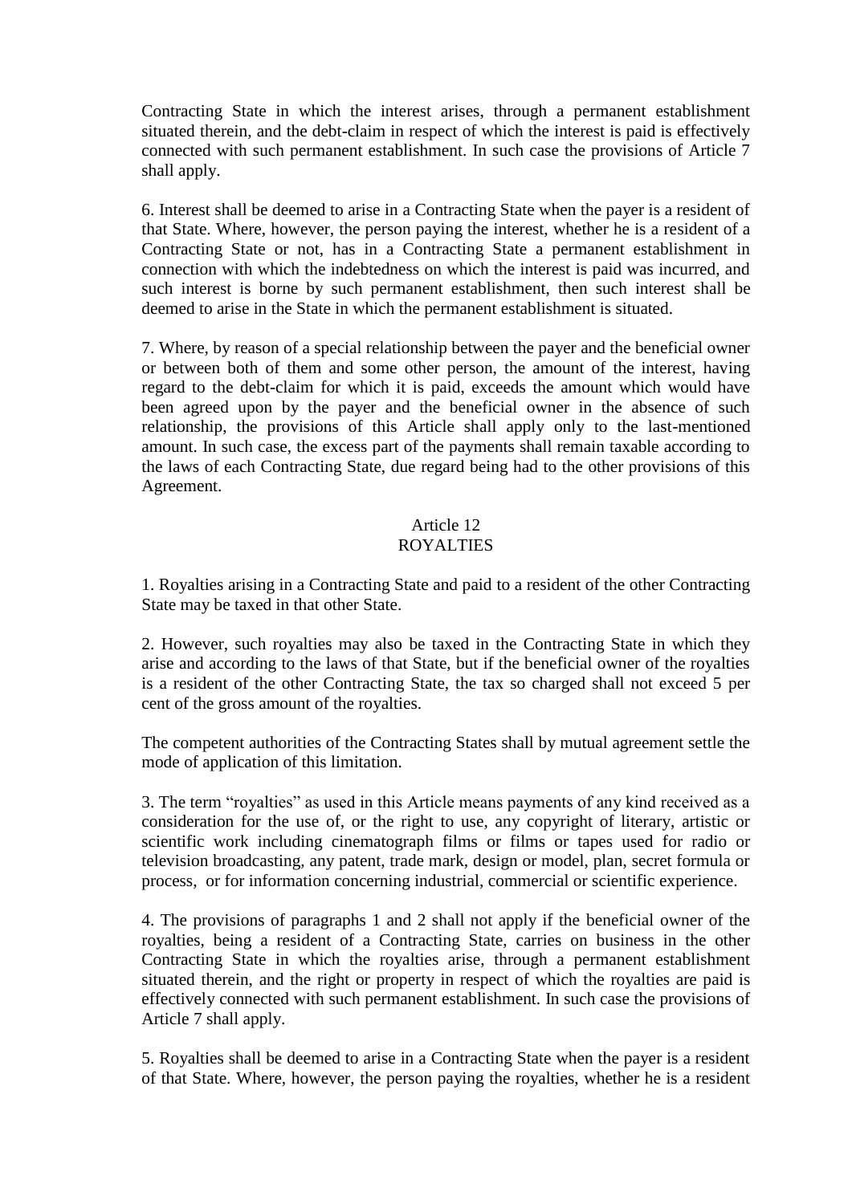Contracting State in which the interest arises, through a permanent establishment situated therein, and the debt-claim in respect of which the interest is paid is effectively connected with such permanent establishment. In such case the provisions of Article 7 shall apply.

6. Interest shall be deemed to arise in a Contracting State when the payer is a resident of that State. Where, however, the person paying the interest, whether he is a resident of a Contracting State or not, has in a Contracting State a permanent establishment in connection with which the indebtedness on which the interest is paid was incurred, and such interest is borne by such permanent establishment, then such interest shall be deemed to arise in the State in which the permanent establishment is situated.

7. Where, by reason of a special relationship between the payer and the beneficial owner or between both of them and some other person, the amount of the interest, having regard to the debt-claim for which it is paid, exceeds the amount which would have been agreed upon by the payer and the beneficial owner in the absence of such relationship, the provisions of this Article shall apply only to the last-mentioned amount. In such case, the excess part of the payments shall remain taxable according to the laws of each Contracting State, due regard being had to the other provisions of this Agreement.

## Article 12
## ROYALTIES

1. Royalties arising in a Contracting State and paid to a resident of the other Contracting State may be taxed in that other State.

2. However, such royalties may also be taxed in the Contracting State in which they arise and according to the laws of that State, but if the beneficial owner of the royalties is a resident of the other Contracting State, the tax so charged shall not exceed 5 per cent of the gross amount of the royalties.

The competent authorities of the Contracting States shall by mutual agreement settle the mode of application of this limitation.

3. The term "royalties" as used in this Article means payments of any kind received as a consideration for the use of, or the right to use, any copyright of literary, artistic or scientific work including cinematograph films or films or tapes used for radio or television broadcasting, any patent, trade mark, design or model, plan, secret formula or process, or for information concerning industrial, commercial or scientific experience.

4. The provisions of paragraphs 1 and 2 shall not apply if the beneficial owner of the royalties, being a resident of a Contracting State, carries on business in the other Contracting State in which the royalties arise, through a permanent establishment situated therein, and the right or property in respect of which the royalties are paid is effectively connected with such permanent establishment. In such case the provisions of Article 7 shall apply.

5. Royalties shall be deemed to arise in a Contracting State when the payer is a resident of that State. Where, however, the person paying the royalties, whether he is a resident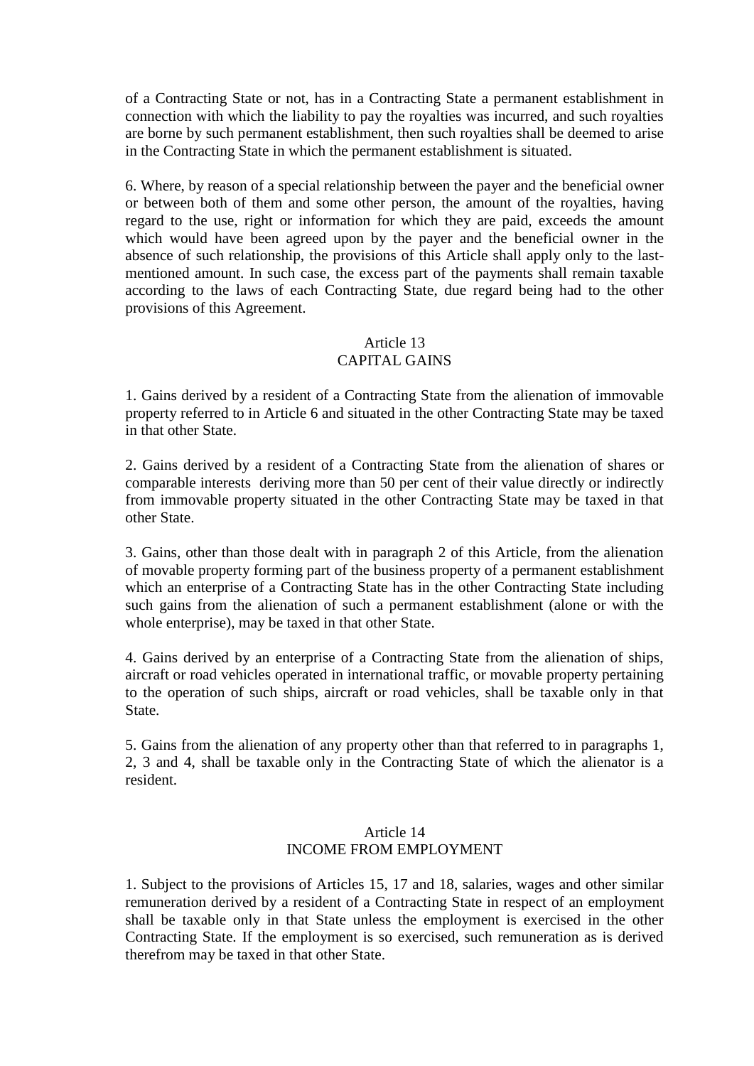of a Contracting State or not, has in a Contracting State a permanent establishment in connection with which the liability to pay the royalties was incurred, and such royalties are borne by such permanent establishment, then such royalties shall be deemed to arise in the Contracting State in which the permanent establishment is situated.

6. Where, by reason of a special relationship between the payer and the beneficial owner or between both of them and some other person, the amount of the royalties, having regard to the use, right or information for which they are paid, exceeds the amount which would have been agreed upon by the payer and the beneficial owner in the absence of such relationship, the provisions of this Article shall apply only to the last-mentioned amount. In such case, the excess part of the payments shall remain taxable according to the laws of each Contracting State, due regard being had to the other provisions of this Agreement.

## Article 13
## CAPITAL GAINS

1. Gains derived by a resident of a Contracting State from the alienation of immovable property referred to in Article 6 and situated in the other Contracting State may be taxed in that other State.

2. Gains derived by a resident of a Contracting State from the alienation of shares or comparable interests deriving more than 50 per cent of their value directly or indirectly from immovable property situated in the other Contracting State may be taxed in that other State.

3. Gains, other than those dealt with in paragraph 2 of this Article, from the alienation of movable property forming part of the business property of a permanent establishment which an enterprise of a Contracting State has in the other Contracting State including such gains from the alienation of such a permanent establishment (alone or with the whole enterprise), may be taxed in that other State.

4. Gains derived by an enterprise of a Contracting State from the alienation of ships, aircraft or road vehicles operated in international traffic, or movable property pertaining to the operation of such ships, aircraft or road vehicles, shall be taxable only in that State.

5. Gains from the alienation of any property other than that referred to in paragraphs 1, 2, 3 and 4, shall be taxable only in the Contracting State of which the alienator is a resident.

## Article 14
## INCOME FROM EMPLOYMENT

1. Subject to the provisions of Articles 15, 17 and 18, salaries, wages and other similar remuneration derived by a resident of a Contracting State in respect of an employment shall be taxable only in that State unless the employment is exercised in the other Contracting State. If the employment is so exercised, such remuneration as is derived therefrom may be taxed in that other State.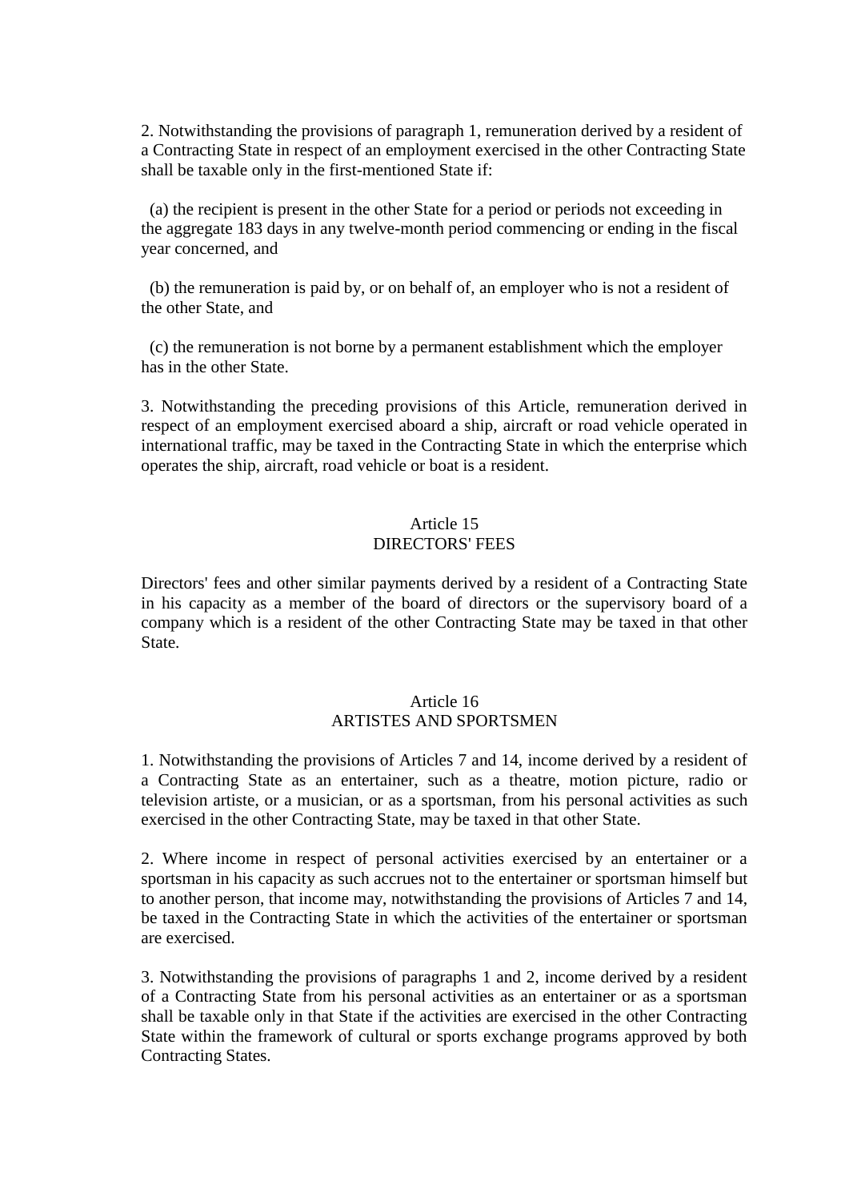2. Notwithstanding the provisions of paragraph 1, remuneration derived by a resident of a Contracting State in respect of an employment exercised in the other Contracting State shall be taxable only in the first-mentioned State if:

(a) the recipient is present in the other State for a period or periods not exceeding in the aggregate 183 days in any twelve-month period commencing or ending in the fiscal year concerned, and

(b) the remuneration is paid by, or on behalf of, an employer who is not a resident of the other State, and

(c) the remuneration is not borne by a permanent establishment which the employer has in the other State.

3. Notwithstanding the preceding provisions of this Article, remuneration derived in respect of an employment exercised aboard a ship, aircraft or road vehicle operated in international traffic, may be taxed in the Contracting State in which the enterprise which operates the ship, aircraft, road vehicle or boat is a resident.

## Article 15
## DIRECTORS' FEES

Directors' fees and other similar payments derived by a resident of a Contracting State in his capacity as a member of the board of directors or the supervisory board of a company which is a resident of the other Contracting State may be taxed in that other State.

## Article 16
## ARTISTES AND SPORTSMEN

1. Notwithstanding the provisions of Articles 7 and 14, income derived by a resident of a Contracting State as an entertainer, such as a theatre, motion picture, radio or television artiste, or a musician, or as a sportsman, from his personal activities as such exercised in the other Contracting State, may be taxed in that other State.

2. Where income in respect of personal activities exercised by an entertainer or a sportsman in his capacity as such accrues not to the entertainer or sportsman himself but to another person, that income may, notwithstanding the provisions of Articles 7 and 14, be taxed in the Contracting State in which the activities of the entertainer or sportsman are exercised.

3. Notwithstanding the provisions of paragraphs 1 and 2, income derived by a resident of a Contracting State from his personal activities as an entertainer or as a sportsman shall be taxable only in that State if the activities are exercised in the other Contracting State within the framework of cultural or sports exchange programs approved by both Contracting States.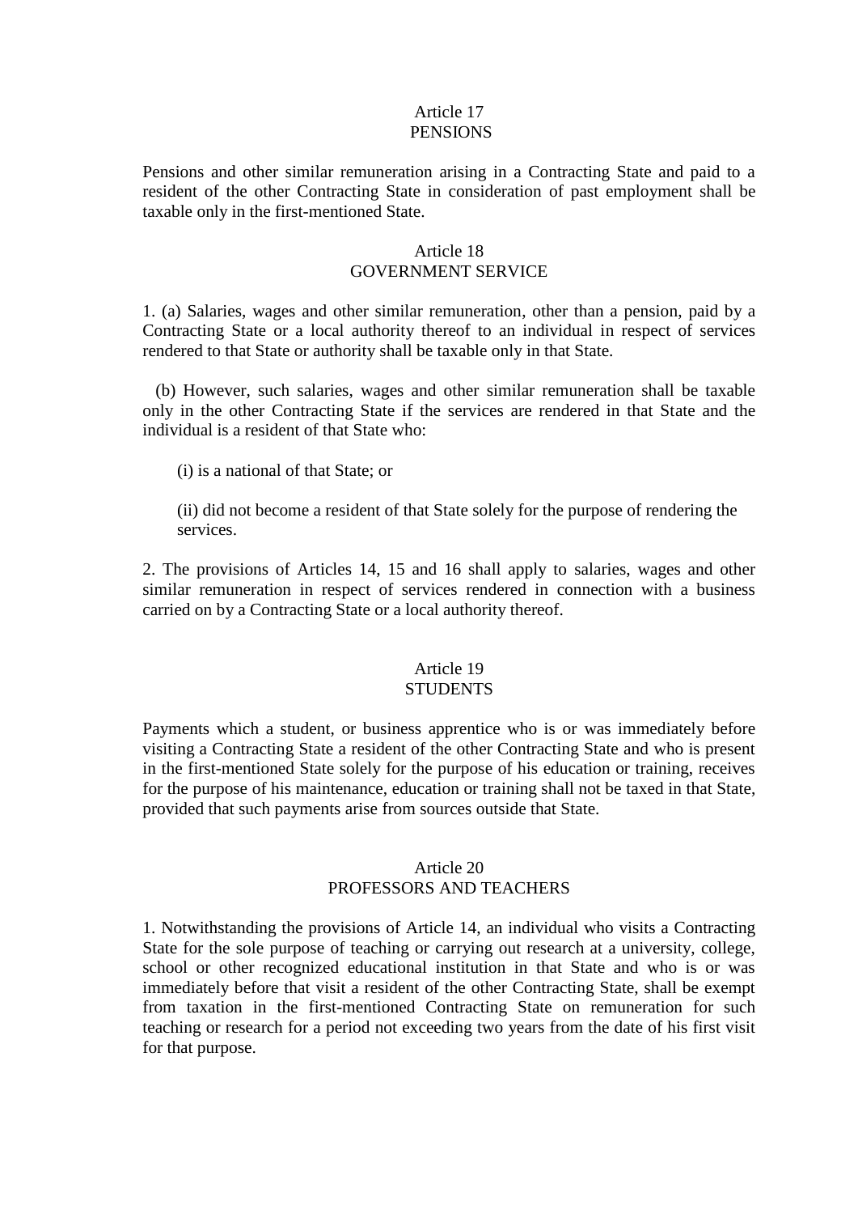## Article 17
## PENSIONS

Pensions and other similar remuneration arising in a Contracting State and paid to a resident of the other Contracting State in consideration of past employment shall be taxable only in the first-mentioned State.

## Article 18
## GOVERNMENT SERVICE

1. (a) Salaries, wages and other similar remuneration, other than a pension, paid by a Contracting State or a local authority thereof to an individual in respect of services rendered to that State or authority shall be taxable only in that State.

   (b) However, such salaries, wages and other similar remuneration shall be taxable only in the other Contracting State if the services are rendered in that State and the individual is a resident of that State who:

   (i) is a national of that State; or

   (ii) did not become a resident of that State solely for the purpose of rendering the services.

2. The provisions of Articles 14, 15 and 16 shall apply to salaries, wages and other similar remuneration in respect of services rendered in connection with a business carried on by a Contracting State or a local authority thereof.

## Article 19
## STUDENTS

Payments which a student, or business apprentice who is or was immediately before visiting a Contracting State a resident of the other Contracting State and who is present in the first-mentioned State solely for the purpose of his education or training, receives for the purpose of his maintenance, education or training shall not be taxed in that State, provided that such payments arise from sources outside that State.

## Article 20
## PROFESSORS AND TEACHERS

1. Notwithstanding the provisions of Article 14, an individual who visits a Contracting State for the sole purpose of teaching or carrying out research at a university, college, school or other recognized educational institution in that State and who is or was immediately before that visit a resident of the other Contracting State, shall be exempt from taxation in the first-mentioned Contracting State on remuneration for such teaching or research for a period not exceeding two years from the date of his first visit for that purpose.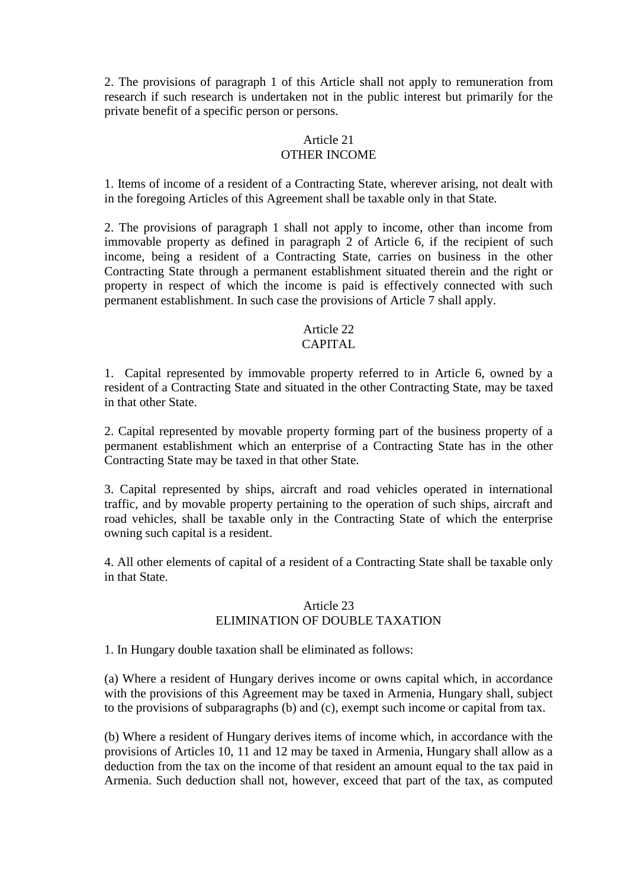2. The provisions of paragraph 1 of this Article shall not apply to remuneration from research if such research is undertaken not in the public interest but primarily for the private benefit of a specific person or persons.

## Article 21
## OTHER INCOME

1. Items of income of a resident of a Contracting State, wherever arising, not dealt with in the foregoing Articles of this Agreement shall be taxable only in that State.

2. The provisions of paragraph 1 shall not apply to income, other than income from immovable property as defined in paragraph 2 of Article 6, if the recipient of such income, being a resident of a Contracting State, carries on business in the other Contracting State through a permanent establishment situated therein and the right or property in respect of which the income is paid is effectively connected with such permanent establishment. In such case the provisions of Article 7 shall apply.

## Article 22
## CAPITAL

1. Capital represented by immovable property referred to in Article 6, owned by a resident of a Contracting State and situated in the other Contracting State, may be taxed in that other State.

2. Capital represented by movable property forming part of the business property of a permanent establishment which an enterprise of a Contracting State has in the other Contracting State may be taxed in that other State.

3. Capital represented by ships, aircraft and road vehicles operated in international traffic, and by movable property pertaining to the operation of such ships, aircraft and road vehicles, shall be taxable only in the Contracting State of which the enterprise owning such capital is a resident.

4. All other elements of capital of a resident of a Contracting State shall be taxable only in that State.

## Article 23
## ELIMINATION OF DOUBLE TAXATION

1. In Hungary double taxation shall be eliminated as follows:

(a) Where a resident of Hungary derives income or owns capital which, in accordance with the provisions of this Agreement may be taxed in Armenia, Hungary shall, subject to the provisions of subparagraphs (b) and (c), exempt such income or capital from tax.

(b) Where a resident of Hungary derives items of income which, in accordance with the provisions of Articles 10, 11 and 12 may be taxed in Armenia, Hungary shall allow as a deduction from the tax on the income of that resident an amount equal to the tax paid in Armenia. Such deduction shall not, however, exceed that part of the tax, as computed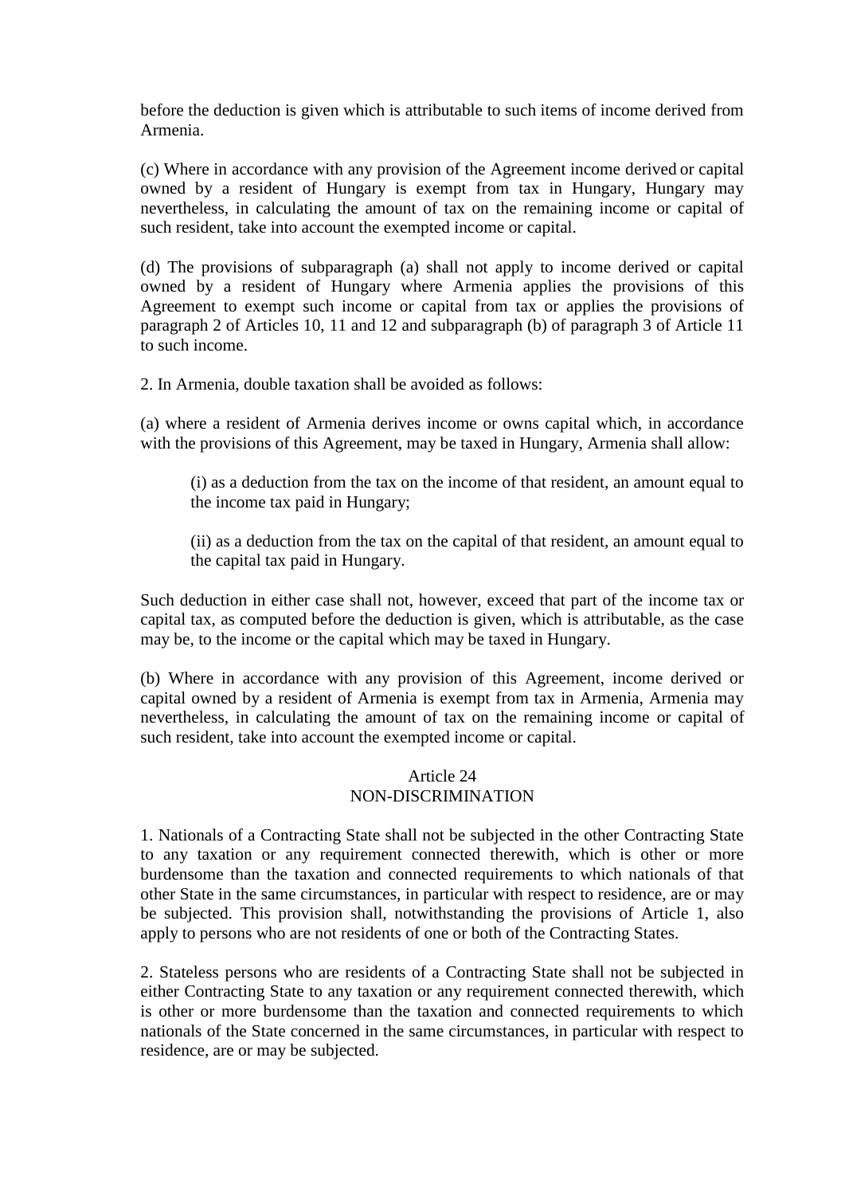before the deduction is given which is attributable to such items of income derived from Armenia.

(c) Where in accordance with any provision of the Agreement income derived or capital owned by a resident of Hungary is exempt from tax in Hungary, Hungary may nevertheless, in calculating the amount of tax on the remaining income or capital of such resident, take into account the exempted income or capital.

(d) The provisions of subparagraph (a) shall not apply to income derived or capital owned by a resident of Hungary where Armenia applies the provisions of this Agreement to exempt such income or capital from tax or applies the provisions of paragraph 2 of Articles 10, 11 and 12 and subparagraph (b) of paragraph 3 of Article 11 to such income.

2. In Armenia, double taxation shall be avoided as follows:

(a) where a resident of Armenia derives income or owns capital which, in accordance with the provisions of this Agreement, may be taxed in Hungary, Armenia shall allow:

(i) as a deduction from the tax on the income of that resident, an amount equal to the income tax paid in Hungary;

(ii) as a deduction from the tax on the capital of that resident, an amount equal to the capital tax paid in Hungary.

Such deduction in either case shall not, however, exceed that part of the income tax or capital tax, as computed before the deduction is given, which is attributable, as the case may be, to the income or the capital which may be taxed in Hungary.

(b) Where in accordance with any provision of this Agreement, income derived or capital owned by a resident of Armenia is exempt from tax in Armenia, Armenia may nevertheless, in calculating the amount of tax on the remaining income or capital of such resident, take into account the exempted income or capital.

## Article 24
## NON-DISCRIMINATION

1. Nationals of a Contracting State shall not be subjected in the other Contracting State to any taxation or any requirement connected therewith, which is other or more burdensome than the taxation and connected requirements to which nationals of that other State in the same circumstances, in particular with respect to residence, are or may be subjected. This provision shall, notwithstanding the provisions of Article 1, also apply to persons who are not residents of one or both of the Contracting States.

2. Stateless persons who are residents of a Contracting State shall not be subjected in either Contracting State to any taxation or any requirement connected therewith, which is other or more burdensome than the taxation and connected requirements to which nationals of the State concerned in the same circumstances, in particular with respect to residence, are or may be subjected.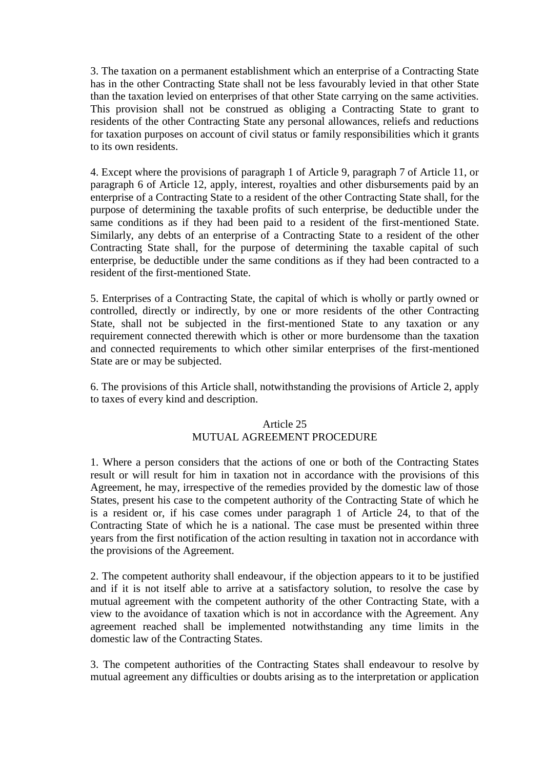3. The taxation on a permanent establishment which an enterprise of a Contracting State has in the other Contracting State shall not be less favourably levied in that other State than the taxation levied on enterprises of that other State carrying on the same activities. This provision shall not be construed as obliging a Contracting State to grant to residents of the other Contracting State any personal allowances, reliefs and reductions for taxation purposes on account of civil status or family responsibilities which it grants to its own residents.

4. Except where the provisions of paragraph 1 of Article 9, paragraph 7 of Article 11, or paragraph 6 of Article 12, apply, interest, royalties and other disbursements paid by an enterprise of a Contracting State to a resident of the other Contracting State shall, for the purpose of determining the taxable profits of such enterprise, be deductible under the same conditions as if they had been paid to a resident of the first-mentioned State. Similarly, any debts of an enterprise of a Contracting State to a resident of the other Contracting State shall, for the purpose of determining the taxable capital of such enterprise, be deductible under the same conditions as if they had been contracted to a resident of the first-mentioned State.

5. Enterprises of a Contracting State, the capital of which is wholly or partly owned or controlled, directly or indirectly, by one or more residents of the other Contracting State, shall not be subjected in the first-mentioned State to any taxation or any requirement connected therewith which is other or more burdensome than the taxation and connected requirements to which other similar enterprises of the first-mentioned State are or may be subjected.

6. The provisions of this Article shall, notwithstanding the provisions of Article 2, apply to taxes of every kind and description.

## Article 25
## MUTUAL AGREEMENT PROCEDURE

1. Where a person considers that the actions of one or both of the Contracting States result or will result for him in taxation not in accordance with the provisions of this Agreement, he may, irrespective of the remedies provided by the domestic law of those States, present his case to the competent authority of the Contracting State of which he is a resident or, if his case comes under paragraph 1 of Article 24, to that of the Contracting State of which he is a national. The case must be presented within three years from the first notification of the action resulting in taxation not in accordance with the provisions of the Agreement.

2. The competent authority shall endeavour, if the objection appears to it to be justified and if it is not itself able to arrive at a satisfactory solution, to resolve the case by mutual agreement with the competent authority of the other Contracting State, with a view to the avoidance of taxation which is not in accordance with the Agreement. Any agreement reached shall be implemented notwithstanding any time limits in the domestic law of the Contracting States.

3. The competent authorities of the Contracting States shall endeavour to resolve by mutual agreement any difficulties or doubts arising as to the interpretation or application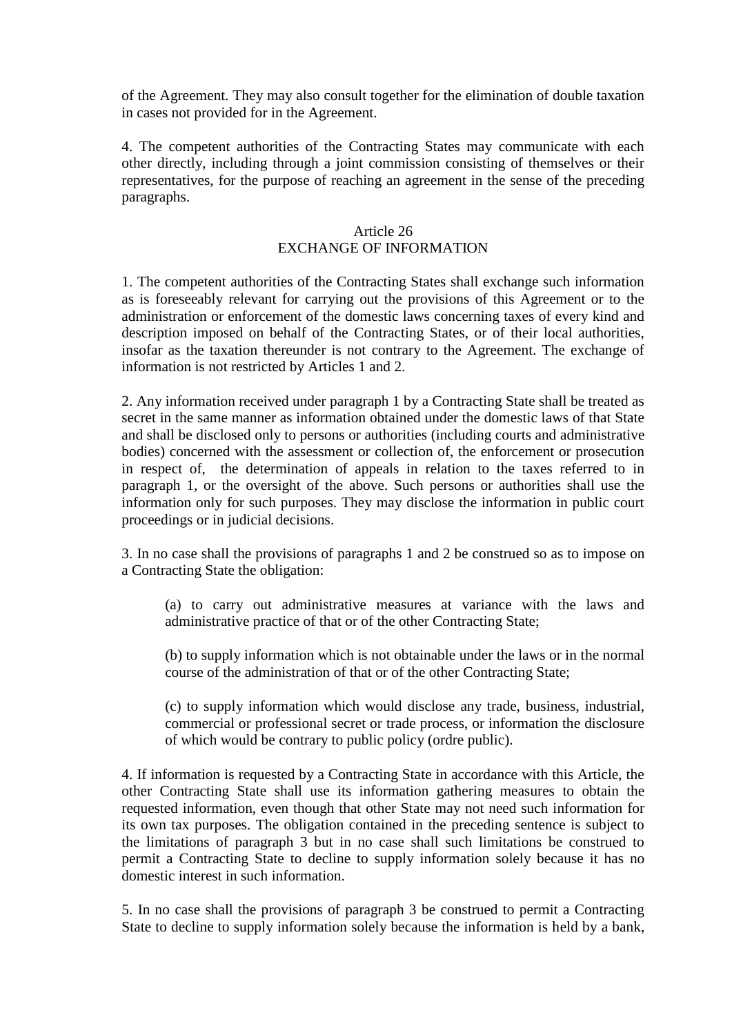of the Agreement. They may also consult together for the elimination of double taxation in cases not provided for in the Agreement.

4. The competent authorities of the Contracting States may communicate with each other directly, including through a joint commission consisting of themselves or their representatives, for the purpose of reaching an agreement in the sense of the preceding paragraphs.

## Article 26
## EXCHANGE OF INFORMATION

1. The competent authorities of the Contracting States shall exchange such information as is foreseeably relevant for carrying out the provisions of this Agreement or to the administration or enforcement of the domestic laws concerning taxes of every kind and description imposed on behalf of the Contracting States, or of their local authorities, insofar as the taxation thereunder is not contrary to the Agreement. The exchange of information is not restricted by Articles 1 and 2.

2. Any information received under paragraph 1 by a Contracting State shall be treated as secret in the same manner as information obtained under the domestic laws of that State and shall be disclosed only to persons or authorities (including courts and administrative bodies) concerned with the assessment or collection of, the enforcement or prosecution in respect of, the determination of appeals in relation to the taxes referred to in paragraph 1, or the oversight of the above. Such persons or authorities shall use the information only for such purposes. They may disclose the information in public court proceedings or in judicial decisions.

3. In no case shall the provisions of paragraphs 1 and 2 be construed so as to impose on a Contracting State the obligation:

(a) to carry out administrative measures at variance with the laws and administrative practice of that or of the other Contracting State;

(b) to supply information which is not obtainable under the laws or in the normal course of the administration of that or of the other Contracting State;

(c) to supply information which would disclose any trade, business, industrial, commercial or professional secret or trade process, or information the disclosure of which would be contrary to public policy (ordre public).

4. If information is requested by a Contracting State in accordance with this Article, the other Contracting State shall use its information gathering measures to obtain the requested information, even though that other State may not need such information for its own tax purposes. The obligation contained in the preceding sentence is subject to the limitations of paragraph 3 but in no case shall such limitations be construed to permit a Contracting State to decline to supply information solely because it has no domestic interest in such information.

5. In no case shall the provisions of paragraph 3 be construed to permit a Contracting State to decline to supply information solely because the information is held by a bank,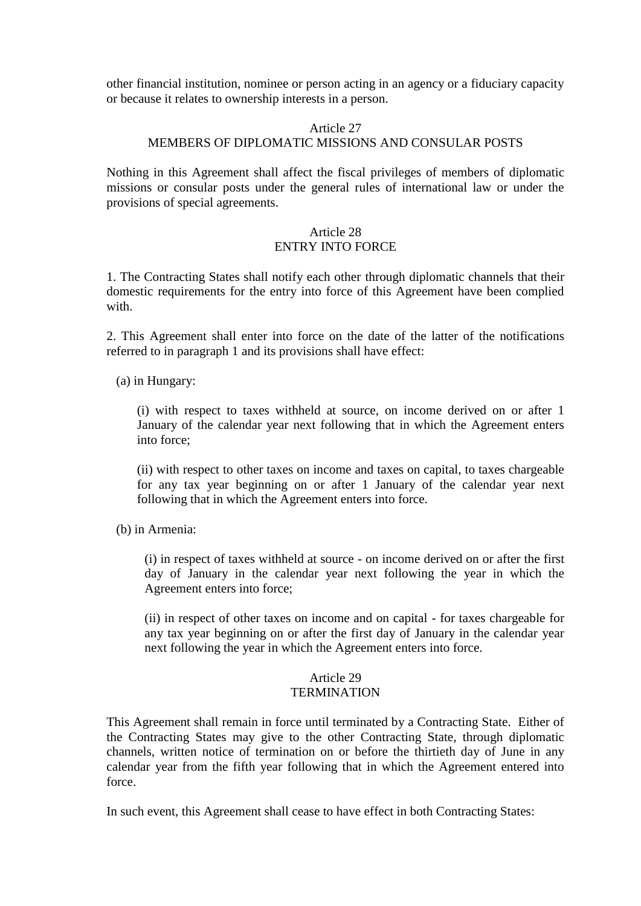other financial institution, nominee or person acting in an agency or a fiduciary capacity or because it relates to ownership interests in a person.

## Article 27
## MEMBERS OF DIPLOMATIC MISSIONS AND CONSULAR POSTS

Nothing in this Agreement shall affect the fiscal privileges of members of diplomatic missions or consular posts under the general rules of international law or under the provisions of special agreements.

## Article 28
## ENTRY INTO FORCE

1. The Contracting States shall notify each other through diplomatic channels that their domestic requirements for the entry into force of this Agreement have been complied with.

2. This Agreement shall enter into force on the date of the latter of the notifications referred to in paragraph 1 and its provisions shall have effect:

(a) in Hungary:

(i) with respect to taxes withheld at source, on income derived on or after 1 January of the calendar year next following that in which the Agreement enters into force;

(ii) with respect to other taxes on income and taxes on capital, to taxes chargeable for any tax year beginning on or after 1 January of the calendar year next following that in which the Agreement enters into force.

(b) in Armenia:

(i) in respect of taxes withheld at source - on income derived on or after the first day of January in the calendar year next following the year in which the Agreement enters into force;

(ii) in respect of other taxes on income and on capital - for taxes chargeable for any tax year beginning on or after the first day of January in the calendar year next following the year in which the Agreement enters into force.

## Article 29
## TERMINATION

This Agreement shall remain in force until terminated by a Contracting State. Either of the Contracting States may give to the other Contracting State, through diplomatic channels, written notice of termination on or before the thirtieth day of June in any calendar year from the fifth year following that in which the Agreement entered into force.

In such event, this Agreement shall cease to have effect in both Contracting States: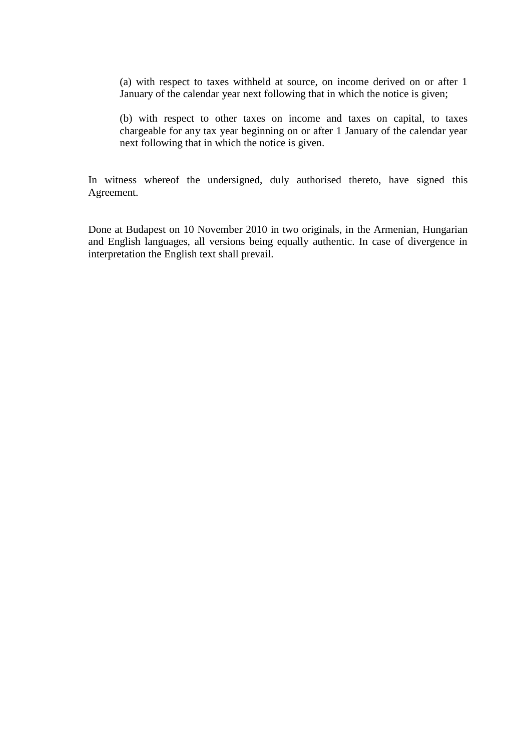(a) with respect to taxes withheld at source, on income derived on or after 1 January of the calendar year next following that in which the notice is given;

(b) with respect to other taxes on income and taxes on capital, to taxes chargeable for any tax year beginning on or after 1 January of the calendar year next following that in which the notice is given.

In witness whereof the undersigned, duly authorised thereto, have signed this Agreement.

Done at Budapest on 10 November 2010 in two originals, in the Armenian, Hungarian and English languages, all versions being equally authentic. In case of divergence in interpretation the English text shall prevail.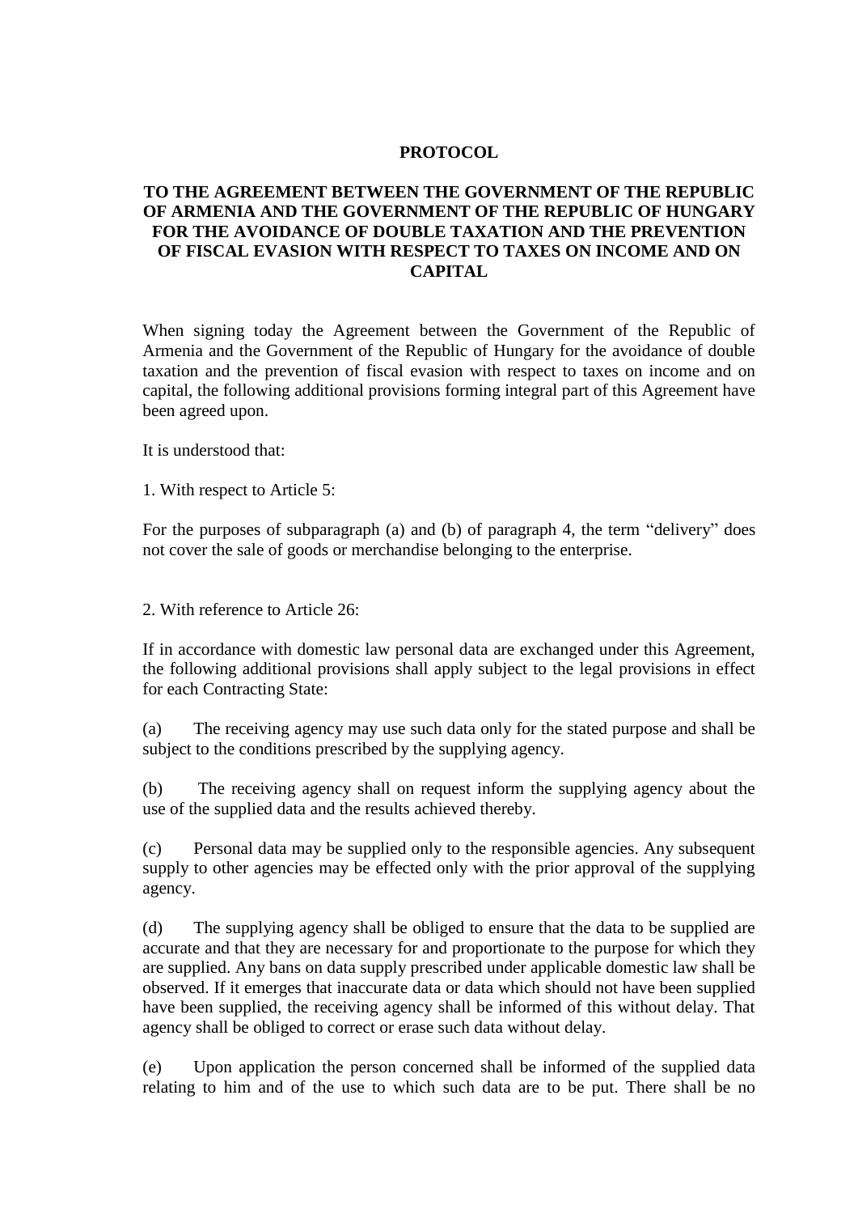**PROTOCOL**

**TO THE AGREEMENT BETWEEN THE GOVERNMENT OF THE REPUBLIC OF ARMENIA AND THE GOVERNMENT OF THE REPUBLIC OF HUNGARY FOR THE AVOIDANCE OF DOUBLE TAXATION AND THE PREVENTION OF FISCAL EVASION WITH RESPECT TO TAXES ON INCOME AND ON CAPITAL**

When signing today the Agreement between the Government of the Republic of Armenia and the Government of the Republic of Hungary for the avoidance of double taxation and the prevention of fiscal evasion with respect to taxes on income and on capital, the following additional provisions forming integral part of this Agreement have been agreed upon.

It is understood that:

1. With respect to Article 5:

For the purposes of subparagraph (a) and (b) of paragraph 4, the term “delivery” does not cover the sale of goods or merchandise belonging to the enterprise.

2. With reference to Article 26:

If in accordance with domestic law personal data are exchanged under this Agreement, the following additional provisions shall apply subject to the legal provisions in effect for each Contracting State:

(a) The receiving agency may use such data only for the stated purpose and shall be subject to the conditions prescribed by the supplying agency.

(b) The receiving agency shall on request inform the supplying agency about the use of the supplied data and the results achieved thereby.

(c) Personal data may be supplied only to the responsible agencies. Any subsequent supply to other agencies may be effected only with the prior approval of the supplying agency.

(d) The supplying agency shall be obliged to ensure that the data to be supplied are accurate and that they are necessary for and proportionate to the purpose for which they are supplied. Any bans on data supply prescribed under applicable domestic law shall be observed. If it emerges that inaccurate data or data which should not have been supplied have been supplied, the receiving agency shall be informed of this without delay. That agency shall be obliged to correct or erase such data without delay.

(e) Upon application the person concerned shall be informed of the supplied data relating to him and of the use to which such data are to be put. There shall be no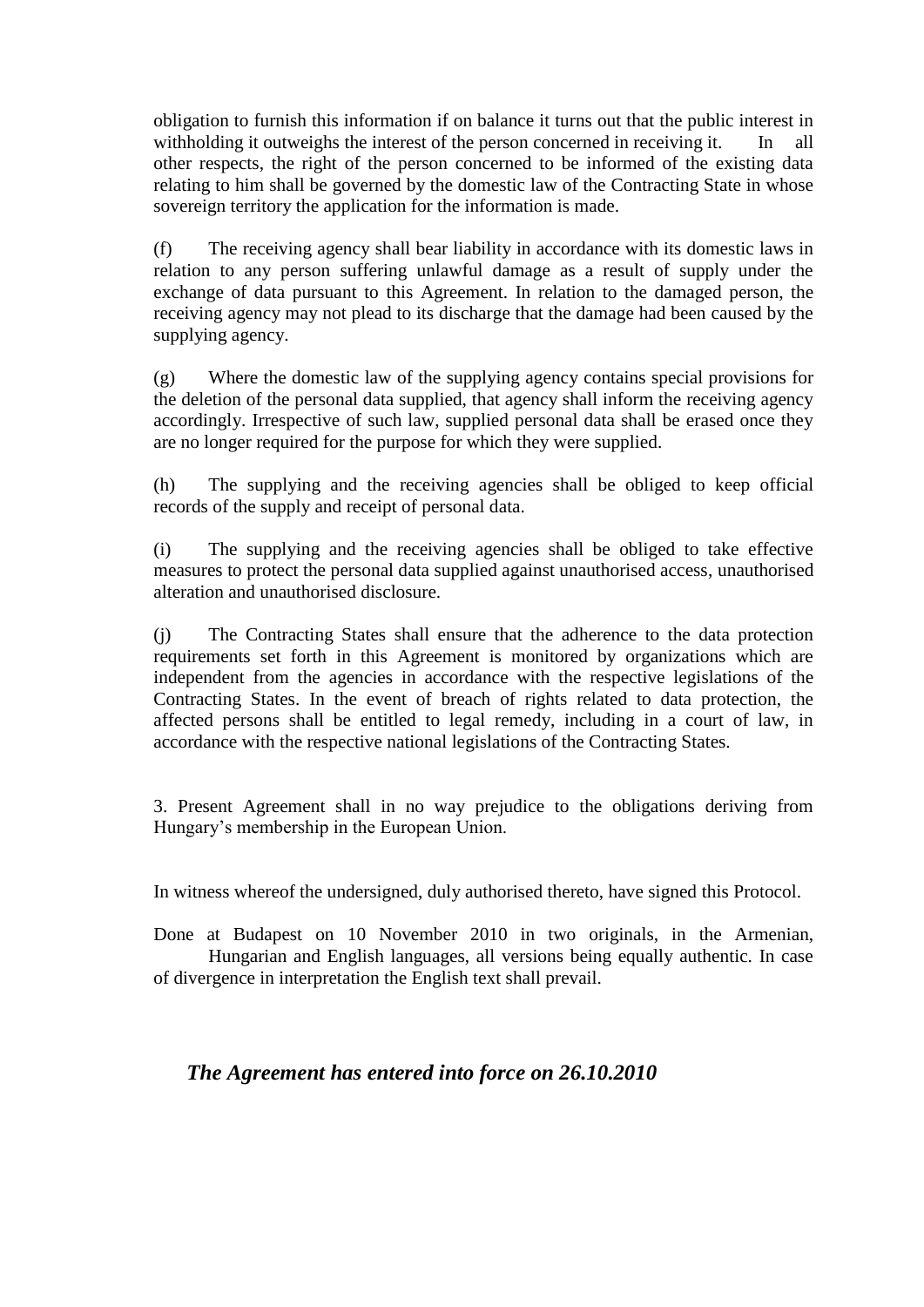obligation to furnish this information if on balance it turns out that the public interest in withholding it outweighs the interest of the person concerned in receiving it. In all other respects, the right of the person concerned to be informed of the existing data relating to him shall be governed by the domestic law of the Contracting State in whose sovereign territory the application for the information is made.

(f) The receiving agency shall bear liability in accordance with its domestic laws in relation to any person suffering unlawful damage as a result of supply under the exchange of data pursuant to this Agreement. In relation to the damaged person, the receiving agency may not plead to its discharge that the damage had been caused by the supplying agency.

(g) Where the domestic law of the supplying agency contains special provisions for the deletion of the personal data supplied, that agency shall inform the receiving agency accordingly. Irrespective of such law, supplied personal data shall be erased once they are no longer required for the purpose for which they were supplied.

(h) The supplying and the receiving agencies shall be obliged to keep official records of the supply and receipt of personal data.

(i) The supplying and the receiving agencies shall be obliged to take effective measures to protect the personal data supplied against unauthorised access, unauthorised alteration and unauthorised disclosure.

(j) The Contracting States shall ensure that the adherence to the data protection requirements set forth in this Agreement is monitored by organizations which are independent from the agencies in accordance with the respective legislations of the Contracting States. In the event of breach of rights related to data protection, the affected persons shall be entitled to legal remedy, including in a court of law, in accordance with the respective national legislations of the Contracting States.

3. Present Agreement shall in no way prejudice to the obligations deriving from Hungary's membership in the European Union.

In witness whereof the undersigned, duly authorised thereto, have signed this Protocol.

Done at Budapest on 10 November 2010 in two originals, in the Armenian, Hungarian and English languages, all versions being equally authentic. In case of divergence in interpretation the English text shall prevail.

***The Agreement has entered into force on 26.10.2010***